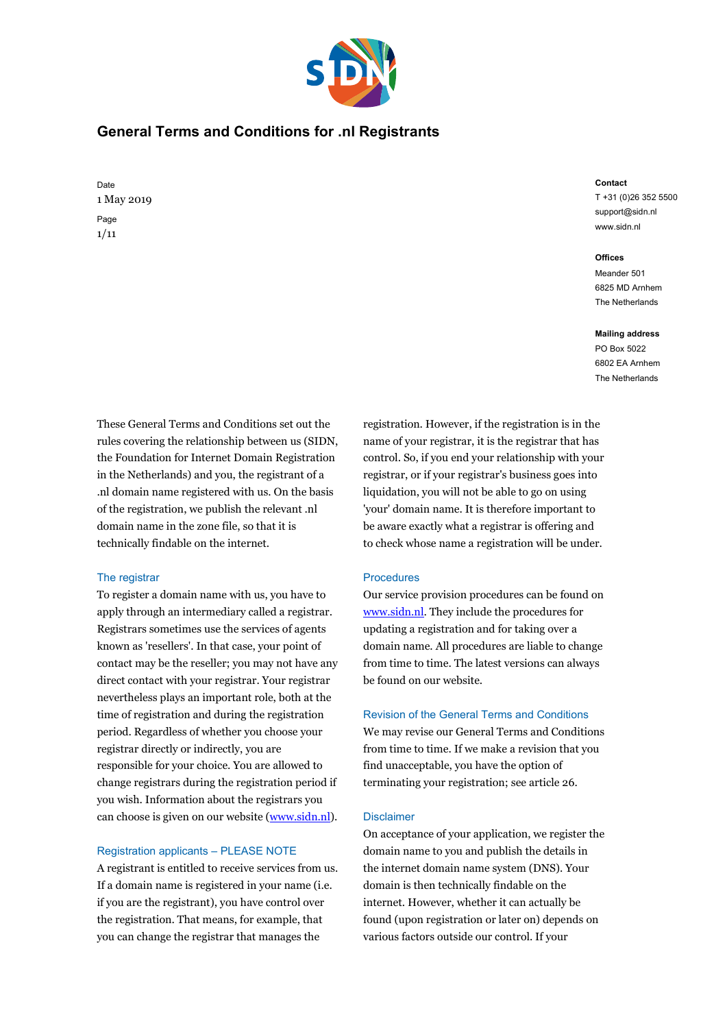# General Terms and Conditions for .nl Registrants

Date
1 May 2019

**Contact**
T +31 (0)26 352 5500
support@sidn.nl
www.sidn.nl

**Offices**
Meander 501
6825 MD Arnhem
The Netherlands

**Mailing address**
PO Box 5022
6802 EA Arnhem
The Netherlands

These General Terms and Conditions set out the rules covering the relationship between us (SIDN, the Foundation for Internet Domain Registration in the Netherlands) and you, the registrant of a .nl domain name registered with us. On the basis of the registration, we publish the relevant .nl domain name in the zone file, so that it is technically findable on the internet.

## The registrar

To register a domain name with us, you have to apply through an intermediary called a registrar. Registrars sometimes use the services of agents known as 'resellers'. In that case, your point of contact may be the reseller; you may not have any direct contact with your registrar. Your registrar nevertheless plays an important role, both at the time of registration and during the registration period. Regardless of whether you choose your registrar directly or indirectly, you are responsible for your choice. You are allowed to change registrars during the registration period if you wish. Information about the registrars you can choose is given on our website ([www.sidn.nl](www.sidn.nl)).

## Registration applicants – PLEASE NOTE

A registrant is entitled to receive services from us. If a domain name is registered in your name (i.e. if you are the registrant), you have control over the registration. That means, for example, that you can change the registrar that manages the registration. However, if the registration is in the name of your registrar, it is the registrar that has control. So, if you end your relationship with your registrar, or if your registrar's business goes into liquidation, you will not be able to go on using 'your' domain name. It is therefore important to be aware exactly what a registrar is offering and to check whose name a registration will be under.

## Procedures

Our service provision procedures can be found on [www.sidn.nl](www.sidn.nl). They include the procedures for updating a registration and for taking over a domain name. All procedures are liable to change from time to time. The latest versions can always be found on our website.

## Revision of the General Terms and Conditions

We may revise our General Terms and Conditions from time to time. If we make a revision that you find unacceptable, you have the option of terminating your registration; see article 26.

## Disclaimer

On acceptance of your application, we register the domain name to you and publish the details in the internet domain name system (DNS). Your domain is then technically findable on the internet. However, whether it can actually be found (upon registration or later on) depends on various factors outside our control. If your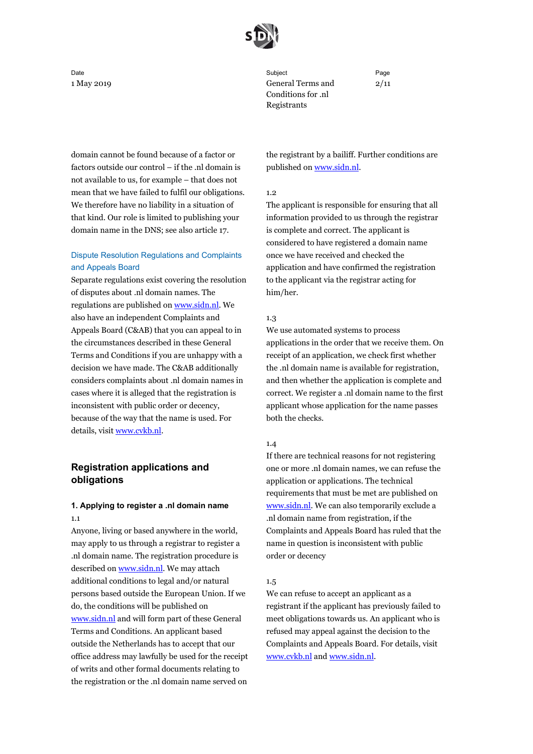domain cannot be found because of a factor or factors outside our control – if the .nl domain is not available to us, for example – that does not mean that we have failed to fulfil our obligations. We therefore have no liability in a situation of that kind. Our role is limited to publishing your domain name in the DNS; see also article 17.

### Dispute Resolution Regulations and Complaints and Appeals Board

Separate regulations exist covering the resolution of disputes about .nl domain names. The regulations are published on www.sidn.nl. We also have an independent Complaints and Appeals Board (C&AB) that you can appeal to in the circumstances described in these General Terms and Conditions if you are unhappy with a decision we have made. The C&AB additionally considers complaints about .nl domain names in cases where it is alleged that the registration is inconsistent with public order or decency, because of the way that the name is used. For details, visit www.cvkb.nl.

## Registration applications and obligations

### 1. Applying to register a .nl domain name

1.1

Anyone, living or based anywhere in the world, may apply to us through a registrar to register a .nl domain name. The registration procedure is described on www.sidn.nl. We may attach additional conditions to legal and/or natural persons based outside the European Union. If we do, the conditions will be published on www.sidn.nl and will form part of these General Terms and Conditions. An applicant based outside the Netherlands has to accept that our office address may lawfully be used for the receipt of writs and other formal documents relating to the registration or the .nl domain name served on the registrant by a bailiff. Further conditions are published on www.sidn.nl.

1.2

The applicant is responsible for ensuring that all information provided to us through the registrar is complete and correct. The applicant is considered to have registered a domain name once we have received and checked the application and have confirmed the registration to the applicant via the registrar acting for him/her.

1.3

We use automated systems to process applications in the order that we receive them. On receipt of an application, we check first whether the .nl domain name is available for registration, and then whether the application is complete and correct. We register a .nl domain name to the first applicant whose application for the name passes both the checks.

1.4

If there are technical reasons for not registering one or more .nl domain names, we can refuse the application or applications. The technical requirements that must be met are published on www.sidn.nl. We can also temporarily exclude a .nl domain name from registration, if the Complaints and Appeals Board has ruled that the name in question is inconsistent with public order or decency

1.5

We can refuse to accept an applicant as a registrant if the applicant has previously failed to meet obligations towards us. An applicant who is refused may appeal against the decision to the Complaints and Appeals Board. For details, visit www.cvkb.nl and www.sidn.nl.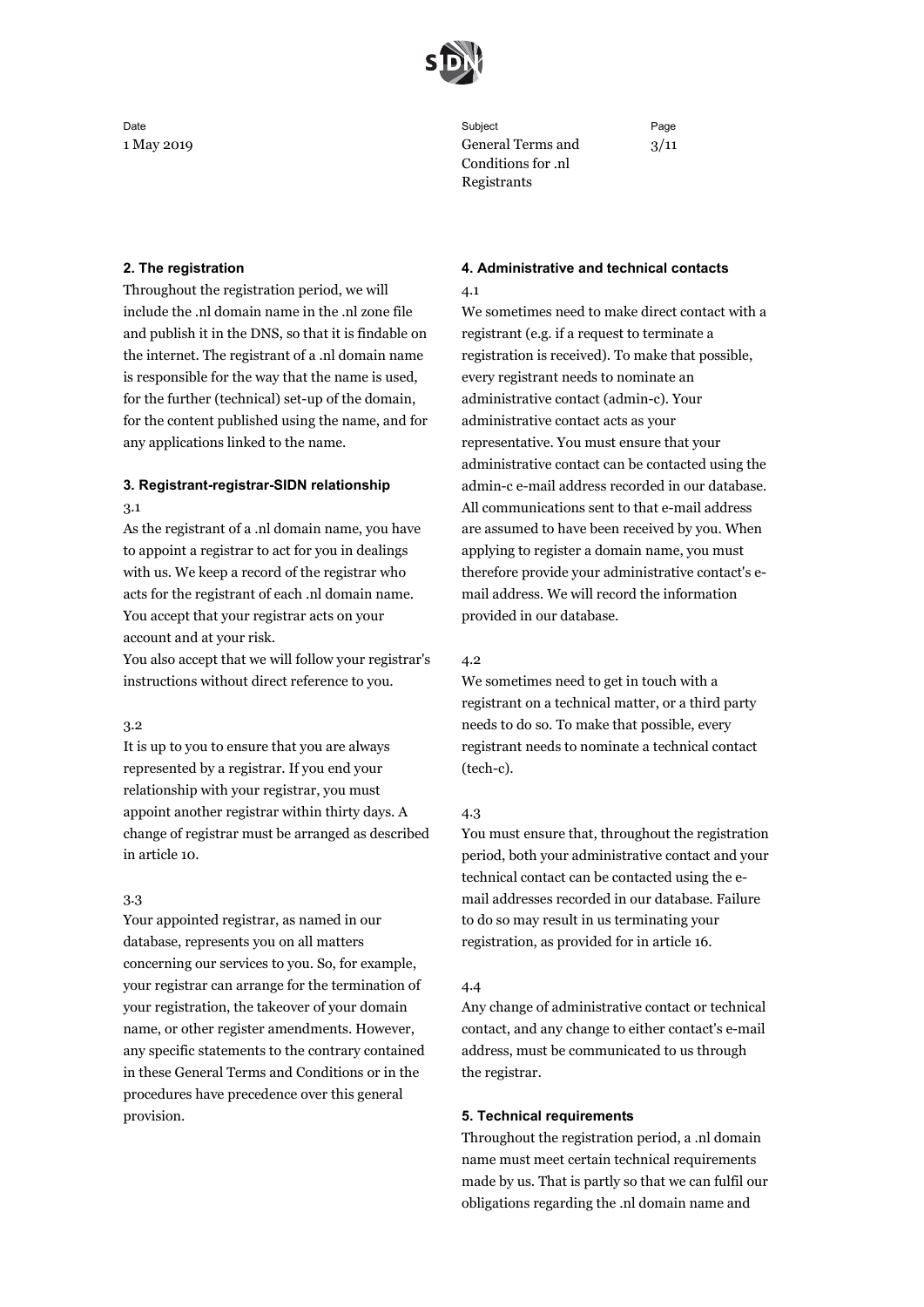## 2. The registration

Throughout the registration period, we will include the .nl domain name in the .nl zone file and publish it in the DNS, so that it is findable on the internet. The registrant of a .nl domain name is responsible for the way that the name is used, for the further (technical) set-up of the domain, for the content published using the name, and for any applications linked to the name.

## 3. Registrant-registrar-SIDN relationship

3.1

As the registrant of a .nl domain name, you have to appoint a registrar to act for you in dealings with us. We keep a record of the registrar who acts for the registrant of each .nl domain name. You accept that your registrar acts on your account and at your risk.

You also accept that we will follow your registrar's instructions without direct reference to you.

3.2

It is up to you to ensure that you are always represented by a registrar. If you end your relationship with your registrar, you must appoint another registrar within thirty days. A change of registrar must be arranged as described in article 10.

3.3

Your appointed registrar, as named in our database, represents you on all matters concerning our services to you. So, for example, your registrar can arrange for the termination of your registration, the takeover of your domain name, or other register amendments. However, any specific statements to the contrary contained in these General Terms and Conditions or in the procedures have precedence over this general provision.

## 4. Administrative and technical contacts

4.1

We sometimes need to make direct contact with a registrant (e.g. if a request to terminate a registration is received). To make that possible, every registrant needs to nominate an administrative contact (admin-c). Your administrative contact acts as your representative. You must ensure that your administrative contact can be contacted using the admin-c e-mail address recorded in our database. All communications sent to that e-mail address are assumed to have been received by you. When applying to register a domain name, you must therefore provide your administrative contact's e-mail address. We will record the information provided in our database.

4.2

We sometimes need to get in touch with a registrant on a technical matter, or a third party needs to do so. To make that possible, every registrant needs to nominate a technical contact (tech-c).

4.3

You must ensure that, throughout the registration period, both your administrative contact and your technical contact can be contacted using the e-mail addresses recorded in our database. Failure to do so may result in us terminating your registration, as provided for in article 16.

4.4

Any change of administrative contact or technical contact, and any change to either contact's e-mail address, must be communicated to us through the registrar.

## 5. Technical requirements

Throughout the registration period, a .nl domain name must meet certain technical requirements made by us. That is partly so that we can fulfil our obligations regarding the .nl domain name and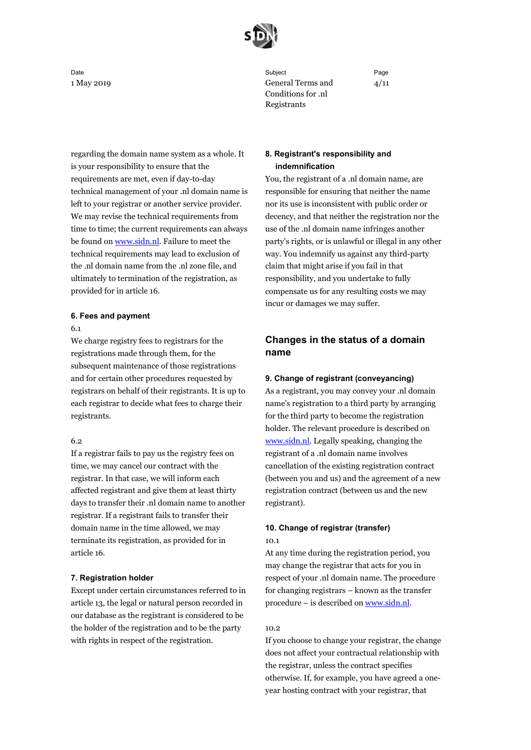regarding the domain name system as a whole. It is your responsibility to ensure that the requirements are met, even if day-to-day technical management of your .nl domain name is left to your registrar or another service provider. We may revise the technical requirements from time to time; the current requirements can always be found on [www.sidn.nl](http://www.sidn.nl). Failure to meet the technical requirements may lead to exclusion of the .nl domain name from the .nl zone file, and ultimately to termination of the registration, as provided for in article 16.

### 6. Fees and payment

6.1

We charge registry fees to registrars for the registrations made through them, for the subsequent maintenance of those registrations and for certain other procedures requested by registrars on behalf of their registrants. It is up to each registrar to decide what fees to charge their registrants.

6.2

If a registrar fails to pay us the registry fees on time, we may cancel our contract with the registrar. In that case, we will inform each affected registrant and give them at least thirty days to transfer their .nl domain name to another registrar. If a registrant fails to transfer their domain name in the time allowed, we may terminate its registration, as provided for in article 16.

### 7. Registration holder

Except under certain circumstances referred to in article 13, the legal or natural person recorded in our database as the registrant is considered to be the holder of the registration and to be the party with rights in respect of the registration.

### 8. Registrant's responsibility and indemnification

You, the registrant of a .nl domain name, are responsible for ensuring that neither the name nor its use is inconsistent with public order or decency, and that neither the registration nor the use of the .nl domain name infringes another party's rights, or is unlawful or illegal in any other way. You indemnify us against any third-party claim that might arise if you fail in that responsibility, and you undertake to fully compensate us for any resulting costs we may incur or damages we may suffer.

## Changes in the status of a domain name

### 9. Change of registrant (conveyancing)

As a registrant, you may convey your .nl domain name's registration to a third party by arranging for the third party to become the registration holder. The relevant procedure is described on [www.sidn.nl](http://www.sidn.nl). Legally speaking, changing the registrant of a .nl domain name involves cancellation of the existing registration contract (between you and us) and the agreement of a new registration contract (between us and the new registrant).

### 10. Change of registrar (transfer)

10.1

At any time during the registration period, you may change the registrar that acts for you in respect of your .nl domain name. The procedure for changing registrars – known as the transfer procedure – is described on [www.sidn.nl](http://www.sidn.nl).

10.2

If you choose to change your registrar, the change does not affect your contractual relationship with the registrar, unless the contract specifies otherwise. If, for example, you have agreed a one-year hosting contract with your registrar, that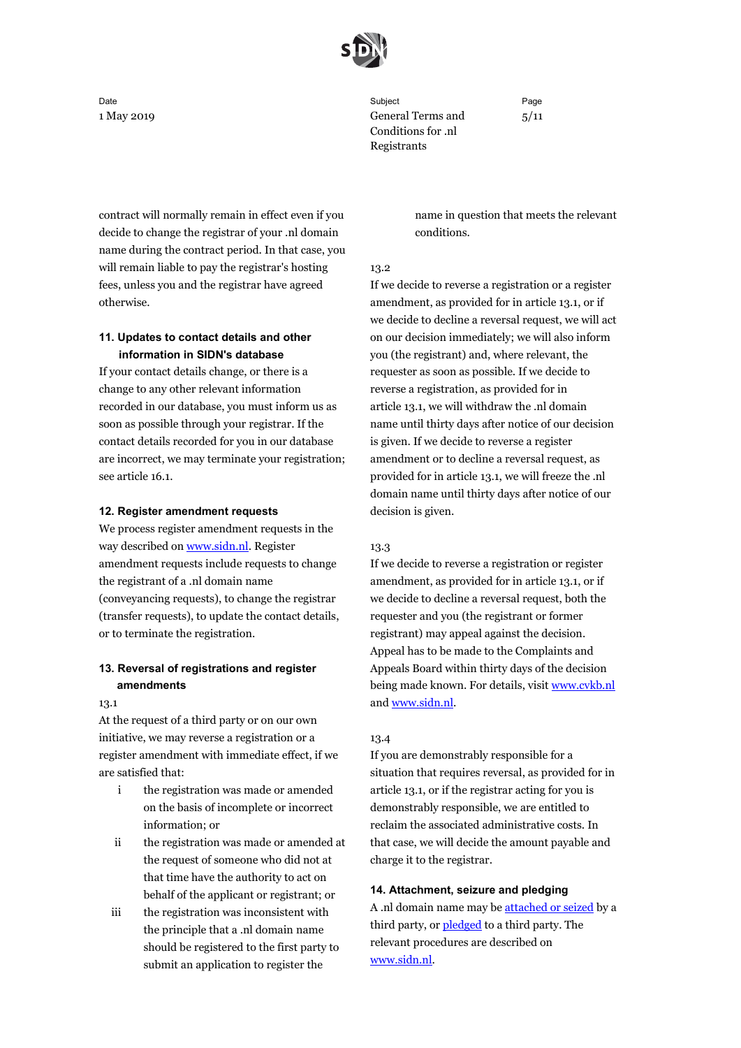contract will normally remain in effect even if you decide to change the registrar of your .nl domain name during the contract period. In that case, you will remain liable to pay the registrar's hosting fees, unless you and the registrar have agreed otherwise.

## 11. Updates to contact details and other information in SIDN's database

If your contact details change, or there is a change to any other relevant information recorded in our database, you must inform us as soon as possible through your registrar. If the contact details recorded for you in our database are incorrect, we may terminate your registration; see article 16.1.

## 12. Register amendment requests

We process register amendment requests in the way described on [www.sidn.nl](www.sidn.nl). Register amendment requests include requests to change the registrant of a .nl domain name (conveyancing requests), to change the registrar (transfer requests), to update the contact details, or to terminate the registration.

## 13. Reversal of registrations and register amendments

13.1

At the request of a third party or on our own initiative, we may reverse a registration or a register amendment with immediate effect, if we are satisfied that:

- i the registration was made or amended on the basis of incomplete or incorrect information; or
- ii the registration was made or amended at the request of someone who did not at that time have the authority to act on behalf of the applicant or registrant; or
- iii the registration was inconsistent with the principle that a .nl domain name should be registered to the first party to submit an application to register the name in question that meets the relevant conditions.

13.2

If we decide to reverse a registration or a register amendment, as provided for in article 13.1, or if we decide to decline a reversal request, we will act on our decision immediately; we will also inform you (the registrant) and, where relevant, the requester as soon as possible. If we decide to reverse a registration, as provided for in article 13.1, we will withdraw the .nl domain name until thirty days after notice of our decision is given. If we decide to reverse a register amendment or to decline a reversal request, as provided for in article 13.1, we will freeze the .nl domain name until thirty days after notice of our decision is given.

13.3

If we decide to reverse a registration or register amendment, as provided for in article 13.1, or if we decide to decline a reversal request, both the requester and you (the registrant or former registrant) may appeal against the decision. Appeal has to be made to the Complaints and Appeals Board within thirty days of the decision being made known. For details, visit [www.cvkb.nl](www.cvkb.nl) and [www.sidn.nl](www.sidn.nl).

13.4

If you are demonstrably responsible for a situation that requires reversal, as provided for in article 13.1, or if the registrar acting for you is demonstrably responsible, we are entitled to reclaim the associated administrative costs. In that case, we will decide the amount payable and charge it to the registrar.

## 14. Attachment, seizure and pledging

A .nl domain name may be [attached or seized]() by a third party, or [pledged]() to a third party. The relevant procedures are described on [www.sidn.nl](www.sidn.nl).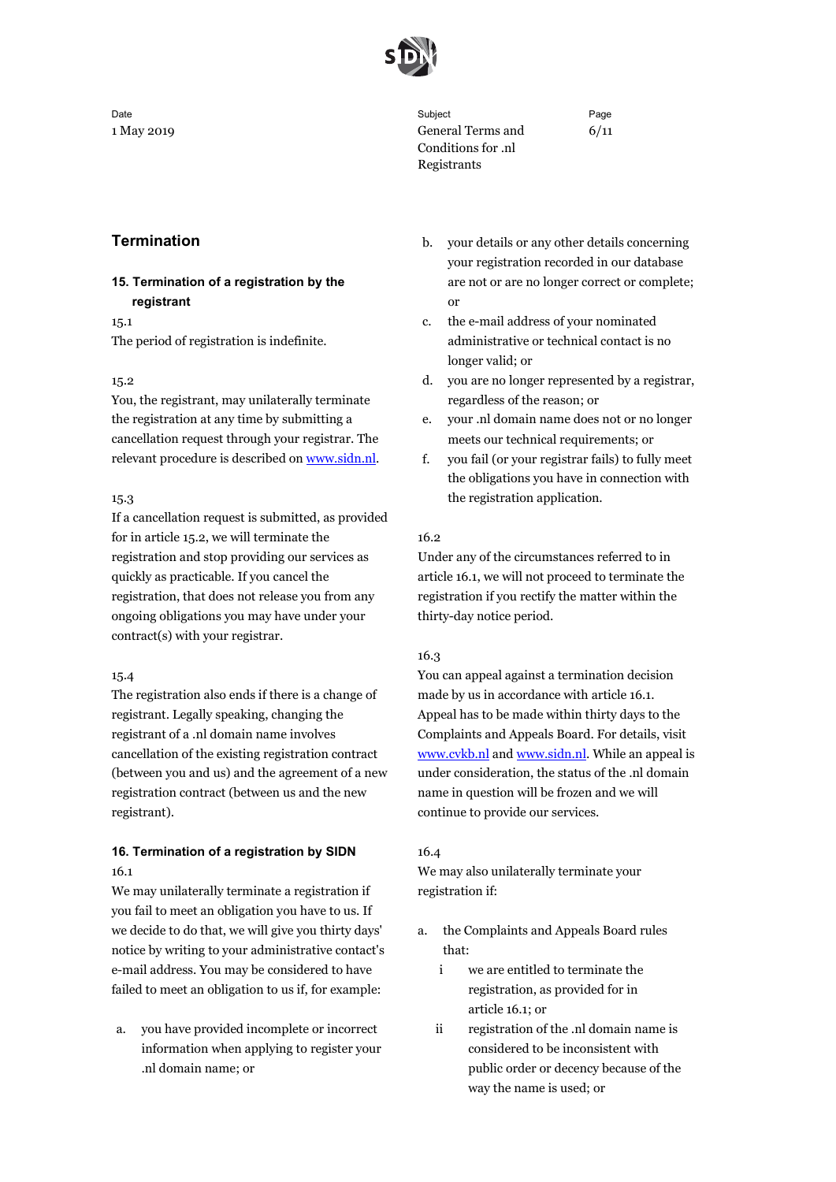## Termination

### 15. Termination of a registration by the registrant

15.1
The period of registration is indefinite.

15.2
You, the registrant, may unilaterally terminate the registration at any time by submitting a cancellation request through your registrar. The relevant procedure is described on [www.sidn.nl](http://www.sidn.nl).

15.3
If a cancellation request is submitted, as provided for in article 15.2, we will terminate the registration and stop providing our services as quickly as practicable. If you cancel the registration, that does not release you from any ongoing obligations you may have under your contract(s) with your registrar.

15.4
The registration also ends if there is a change of registrant. Legally speaking, changing the registrant of a .nl domain name involves cancellation of the existing registration contract (between you and us) and the agreement of a new registration contract (between us and the new registrant).

### 16. Termination of a registration by SIDN

16.1
We may unilaterally terminate a registration if you fail to meet an obligation you have to us. If we decide to do that, we will give you thirty days' notice by writing to your administrative contact's e-mail address. You may be considered to have failed to meet an obligation to us if, for example:

a. you have provided incomplete or incorrect information when applying to register your .nl domain name; or
b. your details or any other details concerning your registration recorded in our database are not or are no longer correct or complete; or
c. the e-mail address of your nominated administrative or technical contact is no longer valid; or
d. you are no longer represented by a registrar, regardless of the reason; or
e. your .nl domain name does not or no longer meets our technical requirements; or
f. you fail (or your registrar fails) to fully meet the obligations you have in connection with the registration application.

16.2
Under any of the circumstances referred to in article 16.1, we will not proceed to terminate the registration if you rectify the matter within the thirty-day notice period.

16.3
You can appeal against a termination decision made by us in accordance with article 16.1. Appeal has to be made within thirty days to the Complaints and Appeals Board. For details, visit [www.cvkb.nl](http://www.cvkb.nl) and [www.sidn.nl](http://www.sidn.nl). While an appeal is under consideration, the status of the .nl domain name in question will be frozen and we will continue to provide our services.

16.4
We may also unilaterally terminate your registration if:

a. the Complaints and Appeals Board rules that:
   i. we are entitled to terminate the registration, as provided for in article 16.1; or
   ii. registration of the .nl domain name is considered to be inconsistent with public order or decency because of the way the name is used; or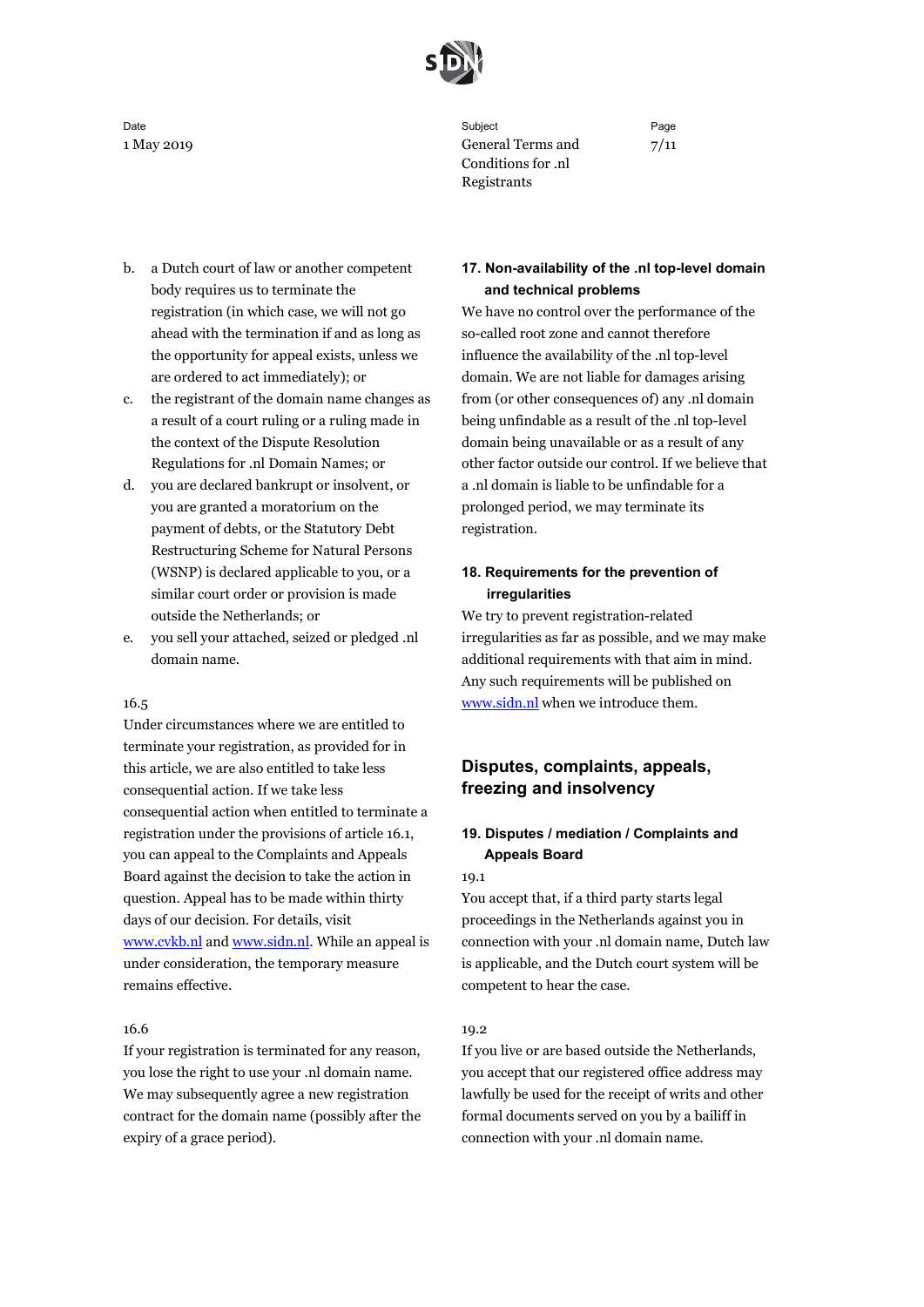b. a Dutch court of law or another competent body requires us to terminate the registration (in which case, we will not go ahead with the termination if and as long as the opportunity for appeal exists, unless we are ordered to act immediately); or
c. the registrant of the domain name changes as a result of a court ruling or a ruling made in the context of the Dispute Resolution Regulations for .nl Domain Names; or
d. you are declared bankrupt or insolvent, or you are granted a moratorium on the payment of debts, or the Statutory Debt Restructuring Scheme for Natural Persons (WSNP) is declared applicable to you, or a similar court order or provision is made outside the Netherlands; or
e. you sell your attached, seized or pledged .nl domain name.

16.5
Under circumstances where we are entitled to terminate your registration, as provided for in this article, we are also entitled to take less consequential action. If we take less consequential action when entitled to terminate a registration under the provisions of article 16.1, you can appeal to the Complaints and Appeals Board against the decision to take the action in question. Appeal has to be made within thirty days of our decision. For details, visit [www.cvkb.nl](http://www.cvkb.nl) and [www.sidn.nl](http://www.sidn.nl). While an appeal is under consideration, the temporary measure remains effective.

16.6
If your registration is terminated for any reason, you lose the right to use your .nl domain name. We may subsequently agree a new registration contract for the domain name (possibly after the expiry of a grace period).

### 17. Non-availability of the .nl top-level domain and technical problems

We have no control over the performance of the so-called root zone and cannot therefore influence the availability of the .nl top-level domain. We are not liable for damages arising from (or other consequences of) any .nl domain being unfindable as a result of the .nl top-level domain being unavailable or as a result of any other factor outside our control. If we believe that a .nl domain is liable to be unfindable for a prolonged period, we may terminate its registration.

### 18. Requirements for the prevention of irregularities

We try to prevent registration-related irregularities as far as possible, and we may make additional requirements with that aim in mind. Any such requirements will be published on [www.sidn.nl](http://www.sidn.nl) when we introduce them.

## Disputes, complaints, appeals, freezing and insolvency

### 19. Disputes / mediation / Complaints and Appeals Board

19.1
You accept that, if a third party starts legal proceedings in the Netherlands against you in connection with your .nl domain name, Dutch law is applicable, and the Dutch court system will be competent to hear the case.

19.2
If you live or are based outside the Netherlands, you accept that our registered office address may lawfully be used for the receipt of writs and other formal documents served on you by a bailiff in connection with your .nl domain name.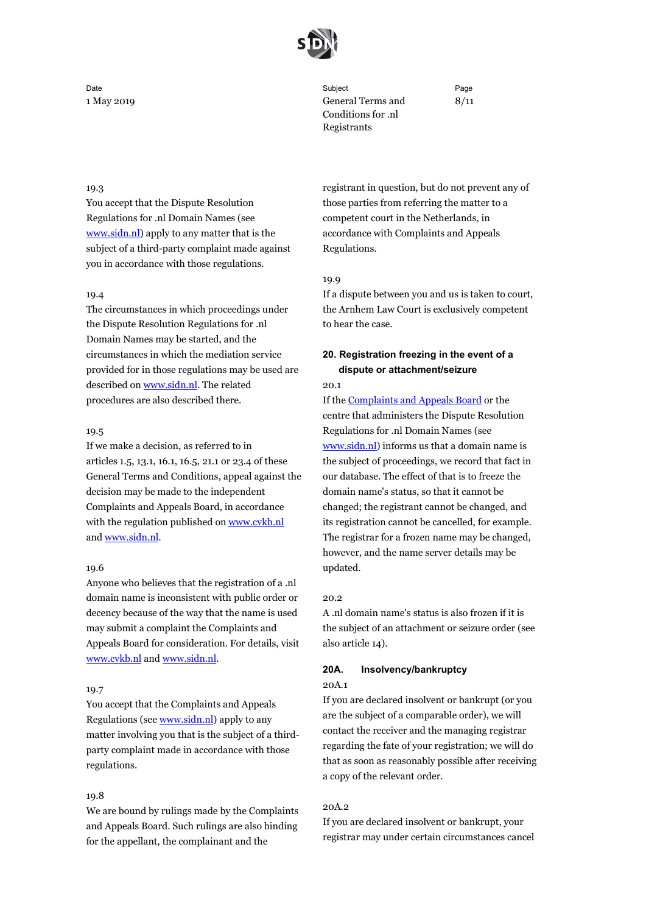19.3
You accept that the Dispute Resolution Regulations for .nl Domain Names (see [www.sidn.nl](www.sidn.nl)) apply to any matter that is the subject of a third-party complaint made against you in accordance with those regulations.

19.4
The circumstances in which proceedings under the Dispute Resolution Regulations for .nl Domain Names may be started, and the circumstances in which the mediation service provided for in those regulations may be used are described on [www.sidn.nl](www.sidn.nl). The related procedures are also described there.

19.5
If we make a decision, as referred to in articles 1.5, 13.1, 16.1, 16.5, 21.1 or 23.4 of these General Terms and Conditions, appeal against the decision may be made to the independent Complaints and Appeals Board, in accordance with the regulation published on [www.cvkb.nl](www.cvkb.nl) and [www.sidn.nl](www.sidn.nl).

19.6
Anyone who believes that the registration of a .nl domain name is inconsistent with public order or decency because of the way that the name is used may submit a complaint the Complaints and Appeals Board for consideration. For details, visit [www.cvkb.nl](www.cvkb.nl) and [www.sidn.nl](www.sidn.nl).

19.7
You accept that the Complaints and Appeals Regulations (see [www.sidn.nl](www.sidn.nl)) apply to any matter involving you that is the subject of a third-party complaint made in accordance with those regulations.

19.8
We are bound by rulings made by the Complaints and Appeals Board. Such rulings are also binding for the appellant, the complainant and the registrant in question, but do not prevent any of those parties from referring the matter to a competent court in the Netherlands, in accordance with Complaints and Appeals Regulations.

19.9
If a dispute between you and us is taken to court, the Arnhem Law Court is exclusively competent to hear the case.

### 20. Registration freezing in the event of a dispute or attachment/seizure

20.1
If the Complaints and Appeals Board or the centre that administers the Dispute Resolution Regulations for .nl Domain Names (see [www.sidn.nl](www.sidn.nl)) informs us that a domain name is the subject of proceedings, we record that fact in our database. The effect of that is to freeze the domain name's status, so that it cannot be changed; the registrant cannot be changed, and its registration cannot be cancelled, for example. The registrar for a frozen name may be changed, however, and the name server details may be updated.

20.2
A .nl domain name's status is also frozen if it is the subject of an attachment or seizure order (see also article 14).

### 20A. Insolvency/bankruptcy

20A.1
If you are declared insolvent or bankrupt (or you are the subject of a comparable order), we will contact the receiver and the managing registrar regarding the fate of your registration; we will do that as soon as reasonably possible after receiving a copy of the relevant order.

20A.2
If you are declared insolvent or bankrupt, your registrar may under certain circumstances cancel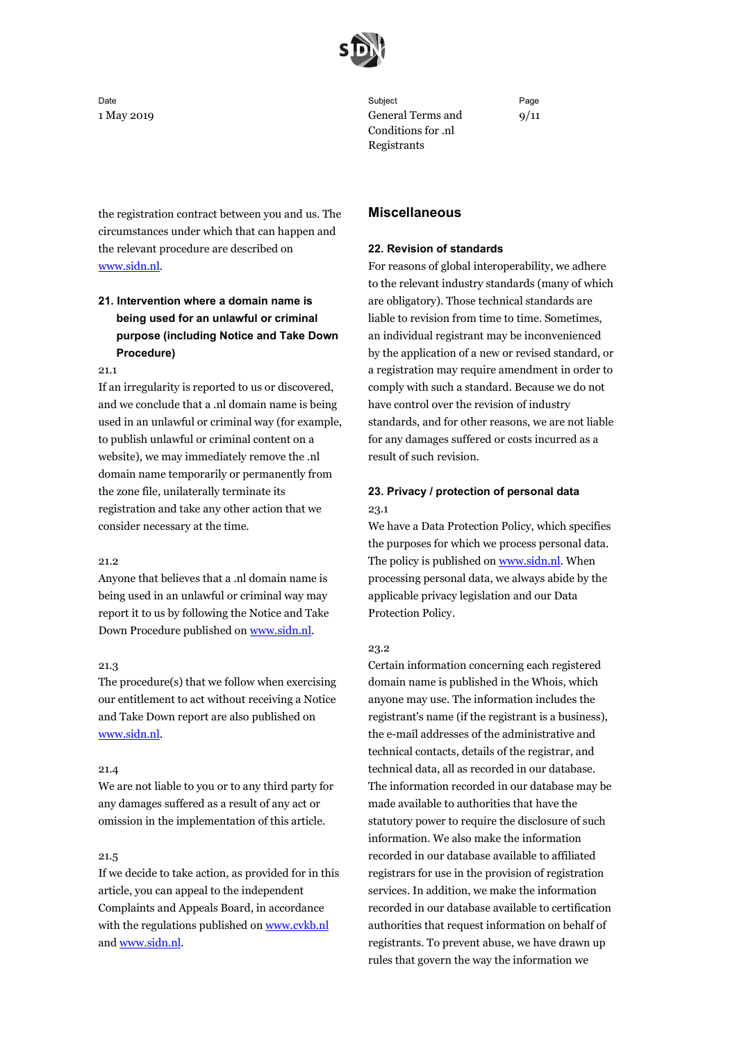the registration contract between you and us. The circumstances under which that can happen and the relevant procedure are described on www.sidn.nl.

### 21. Intervention where a domain name is being used for an unlawful or criminal purpose (including Notice and Take Down Procedure)

21.1
If an irregularity is reported to us or discovered, and we conclude that a .nl domain name is being used in an unlawful or criminal way (for example, to publish unlawful or criminal content on a website), we may immediately remove the .nl domain name temporarily or permanently from the zone file, unilaterally terminate its registration and take any other action that we consider necessary at the time.

21.2
Anyone that believes that a .nl domain name is being used in an unlawful or criminal way may report it to us by following the Notice and Take Down Procedure published on www.sidn.nl.

21.3
The procedure(s) that we follow when exercising our entitlement to act without receiving a Notice and Take Down report are also published on www.sidn.nl.

21.4
We are not liable to you or to any third party for any damages suffered as a result of any act or omission in the implementation of this article.

21.5
If we decide to take action, as provided for in this article, you can appeal to the independent Complaints and Appeals Board, in accordance with the regulations published on www.cvkb.nl and www.sidn.nl.

## Miscellaneous

### 22. Revision of standards

For reasons of global interoperability, we adhere to the relevant industry standards (many of which are obligatory). Those technical standards are liable to revision from time to time. Sometimes, an individual registrant may be inconvenienced by the application of a new or revised standard, or a registration may require amendment in order to comply with such a standard. Because we do not have control over the revision of industry standards, and for other reasons, we are not liable for any damages suffered or costs incurred as a result of such revision.

### 23. Privacy / protection of personal data

23.1
We have a Data Protection Policy, which specifies the purposes for which we process personal data. The policy is published on www.sidn.nl. When processing personal data, we always abide by the applicable privacy legislation and our Data Protection Policy.

23.2
Certain information concerning each registered domain name is published in the Whois, which anyone may use. The information includes the registrant's name (if the registrant is a business), the e-mail addresses of the administrative and technical contacts, details of the registrar, and technical data, all as recorded in our database. The information recorded in our database may be made available to authorities that have the statutory power to require the disclosure of such information. We also make the information recorded in our database available to affiliated registrars for use in the provision of registration services. In addition, we make the information recorded in our database available to certification authorities that request information on behalf of registrants. To prevent abuse, we have drawn up rules that govern the way the information we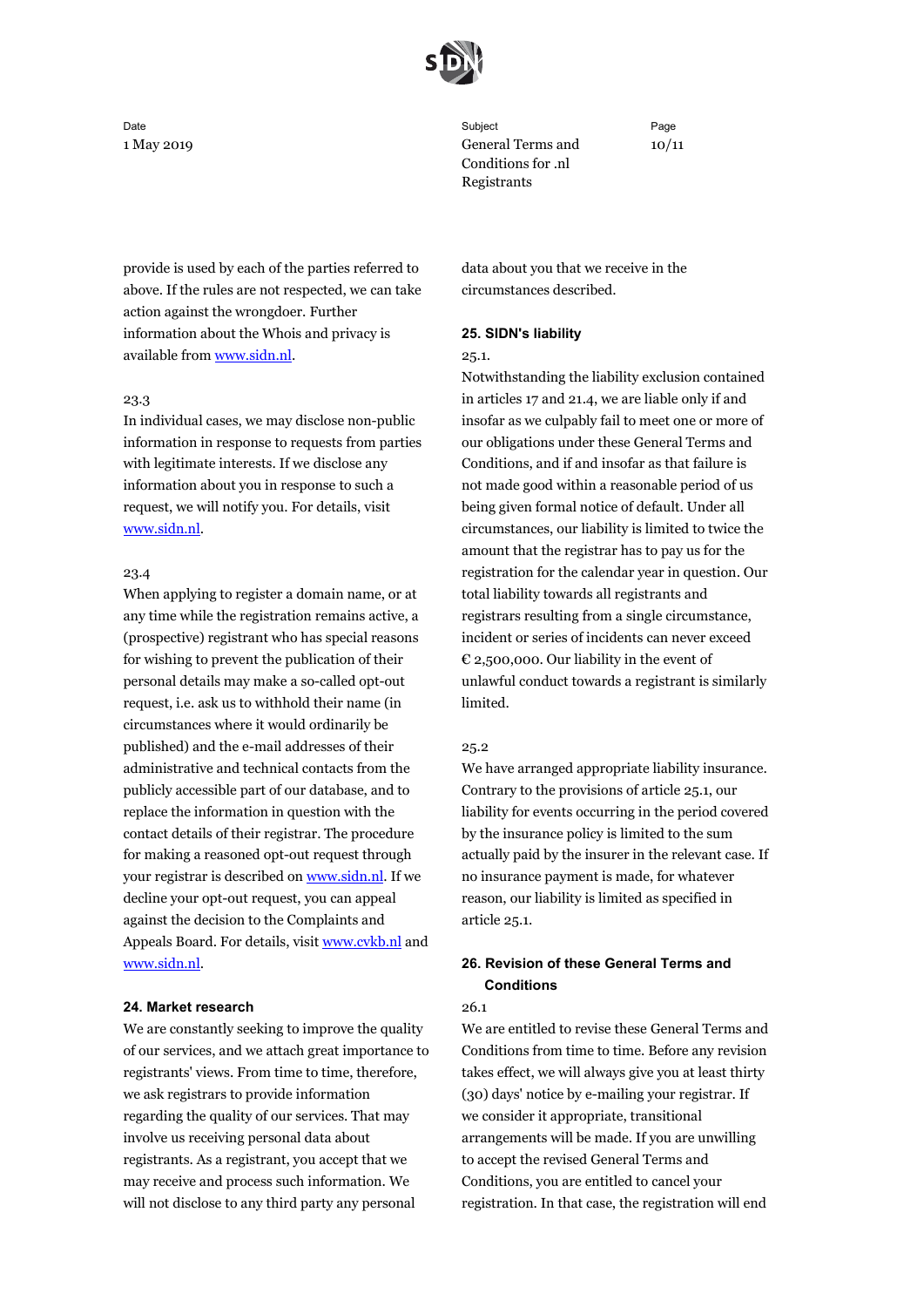provide is used by each of the parties referred to above. If the rules are not respected, we can take action against the wrongdoer. Further information about the Whois and privacy is available from www.sidn.nl.

23.3

In individual cases, we may disclose non-public information in response to requests from parties with legitimate interests. If we disclose any information about you in response to such a request, we will notify you. For details, visit www.sidn.nl.

23.4

When applying to register a domain name, or at any time while the registration remains active, a (prospective) registrant who has special reasons for wishing to prevent the publication of their personal details may make a so-called opt-out request, i.e. ask us to withhold their name (in circumstances where it would ordinarily be published) and the e-mail addresses of their administrative and technical contacts from the publicly accessible part of our database, and to replace the information in question with the contact details of their registrar. The procedure for making a reasoned opt-out request through your registrar is described on www.sidn.nl. If we decline your opt-out request, you can appeal against the decision to the Complaints and Appeals Board. For details, visit www.cvkb.nl and www.sidn.nl.

## 24. Market research

We are constantly seeking to improve the quality of our services, and we attach great importance to registrants' views. From time to time, therefore, we ask registrars to provide information regarding the quality of our services. That may involve us receiving personal data about registrants. As a registrant, you accept that we may receive and process such information. We will not disclose to any third party any personal data about you that we receive in the circumstances described.

## 25. SIDN's liability

25.1.

Notwithstanding the liability exclusion contained in articles 17 and 21.4, we are liable only if and insofar as we culpably fail to meet one or more of our obligations under these General Terms and Conditions, and if and insofar as that failure is not made good within a reasonable period of us being given formal notice of default. Under all circumstances, our liability is limited to twice the amount that the registrar has to pay us for the registration for the calendar year in question. Our total liability towards all registrants and registrars resulting from a single circumstance, incident or series of incidents can never exceed € 2,500,000. Our liability in the event of unlawful conduct towards a registrant is similarly limited.

25.2

We have arranged appropriate liability insurance. Contrary to the provisions of article 25.1, our liability for events occurring in the period covered by the insurance policy is limited to the sum actually paid by the insurer in the relevant case. If no insurance payment is made, for whatever reason, our liability is limited as specified in article 25.1.

## 26. Revision of these General Terms and Conditions

26.1

We are entitled to revise these General Terms and Conditions from time to time. Before any revision takes effect, we will always give you at least thirty (30) days' notice by e-mailing your registrar. If we consider it appropriate, transitional arrangements will be made. If you are unwilling to accept the revised General Terms and Conditions, you are entitled to cancel your registration. In that case, the registration will end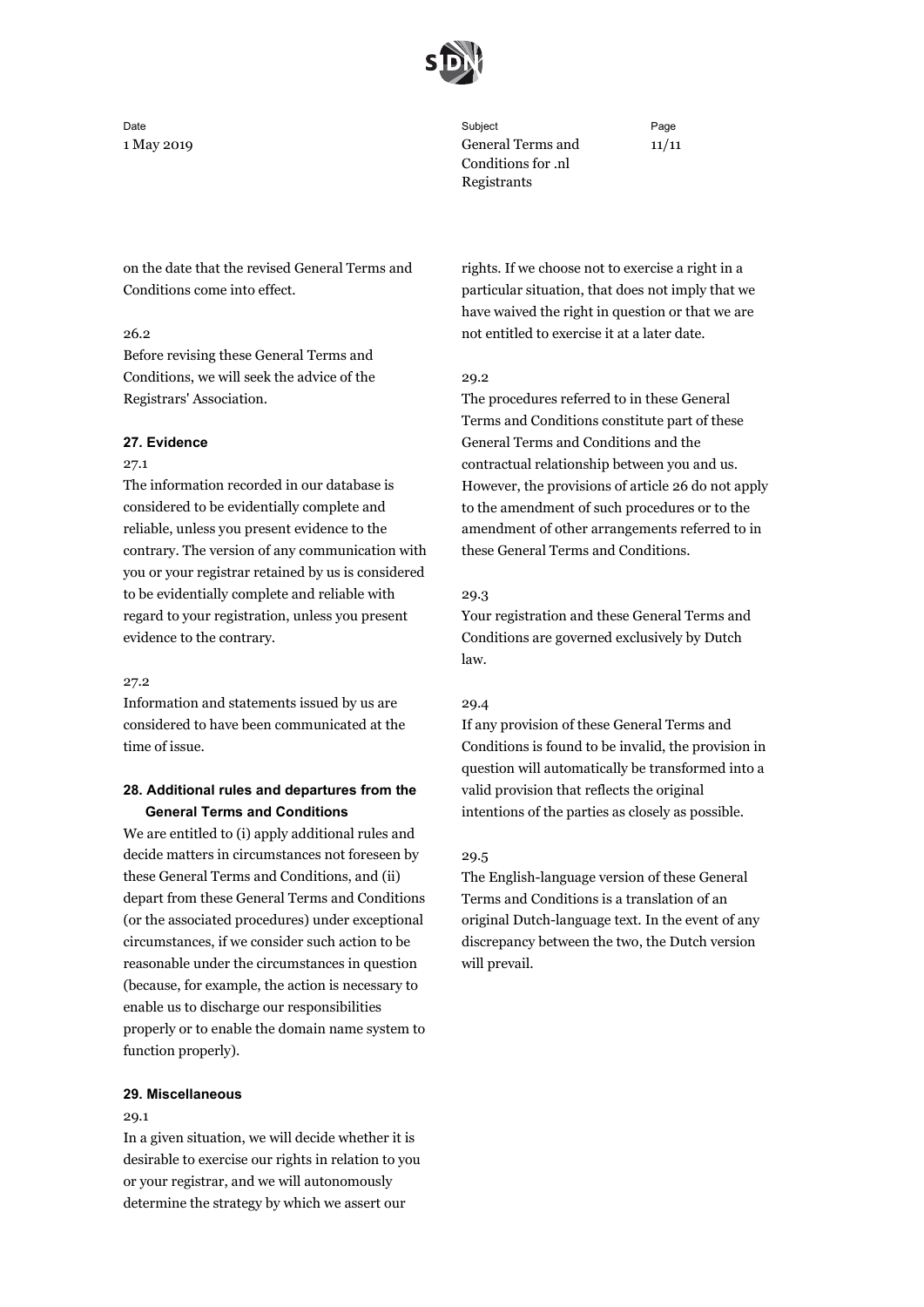on the date that the revised General Terms and Conditions come into effect.

26.2
Before revising these General Terms and Conditions, we will seek the advice of the Registrars' Association.

### 27. Evidence

27.1
The information recorded in our database is considered to be evidentially complete and reliable, unless you present evidence to the contrary. The version of any communication with you or your registrar retained by us is considered to be evidentially complete and reliable with regard to your registration, unless you present evidence to the contrary.

27.2
Information and statements issued by us are considered to have been communicated at the time of issue.

### 28. Additional rules and departures from the General Terms and Conditions

We are entitled to (i) apply additional rules and decide matters in circumstances not foreseen by these General Terms and Conditions, and (ii) depart from these General Terms and Conditions (or the associated procedures) under exceptional circumstances, if we consider such action to be reasonable under the circumstances in question (because, for example, the action is necessary to enable us to discharge our responsibilities properly or to enable the domain name system to function properly).

### 29. Miscellaneous

29.1
In a given situation, we will decide whether it is desirable to exercise our rights in relation to you or your registrar, and we will autonomously determine the strategy by which we assert our rights. If we choose not to exercise a right in a particular situation, that does not imply that we have waived the right in question or that we are not entitled to exercise it at a later date.

29.2
The procedures referred to in these General Terms and Conditions constitute part of these General Terms and Conditions and the contractual relationship between you and us. However, the provisions of article 26 do not apply to the amendment of such procedures or to the amendment of other arrangements referred to in these General Terms and Conditions.

29.3
Your registration and these General Terms and Conditions are governed exclusively by Dutch law.

29.4
If any provision of these General Terms and Conditions is found to be invalid, the provision in question will automatically be transformed into a valid provision that reflects the original intentions of the parties as closely as possible.

29.5
The English-language version of these General Terms and Conditions is a translation of an original Dutch-language text. In the event of any discrepancy between the two, the Dutch version will prevail.